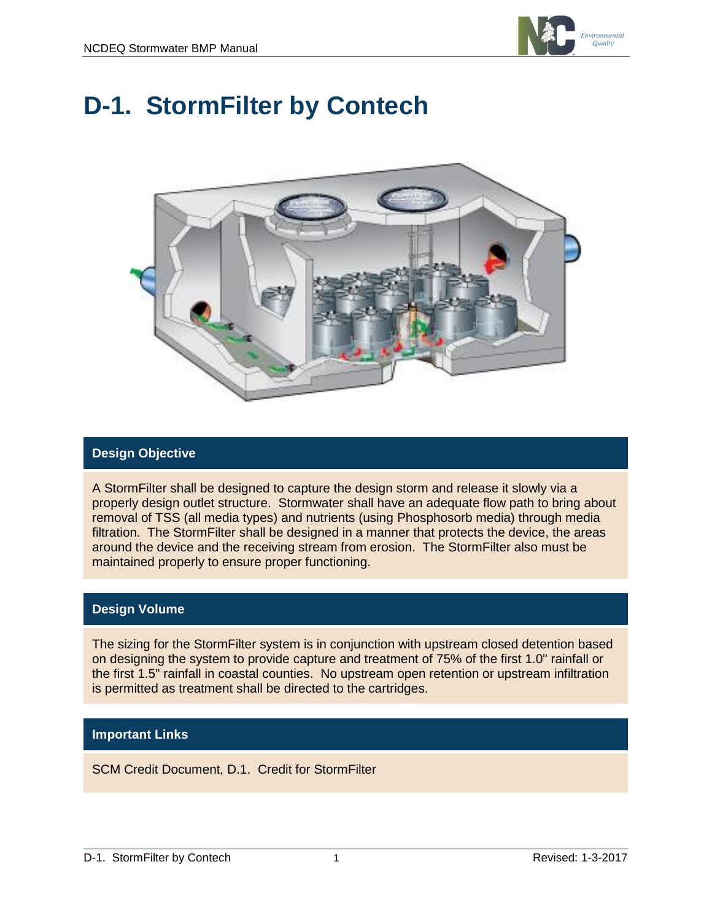# D-1. StormFilter by Contech

## Design Objective

A StormFilter shall be designed to capture the design storm and release it slowly via a properly design outlet structure. Stormwater shall have an adequate flow path to bring about removal of TSS (all media types) and nutrients (using Phosphosorb media) through media filtration. The StormFilter shall be designed in a manner that protects the device, the areas around the device and the receiving stream from erosion. The StormFilter also must be maintained properly to ensure proper functioning.

## Design Volume

The sizing for the StormFilter system is in conjunction with upstream closed detention based on designing the system to provide capture and treatment of 75% of the first 1.0" rainfall or the first 1.5" rainfall in coastal counties. No upstream open retention or upstream infiltration is permitted as treatment shall be directed to the cartridges.

## Important Links

SCM Credit Document, D.1. Credit for StormFilter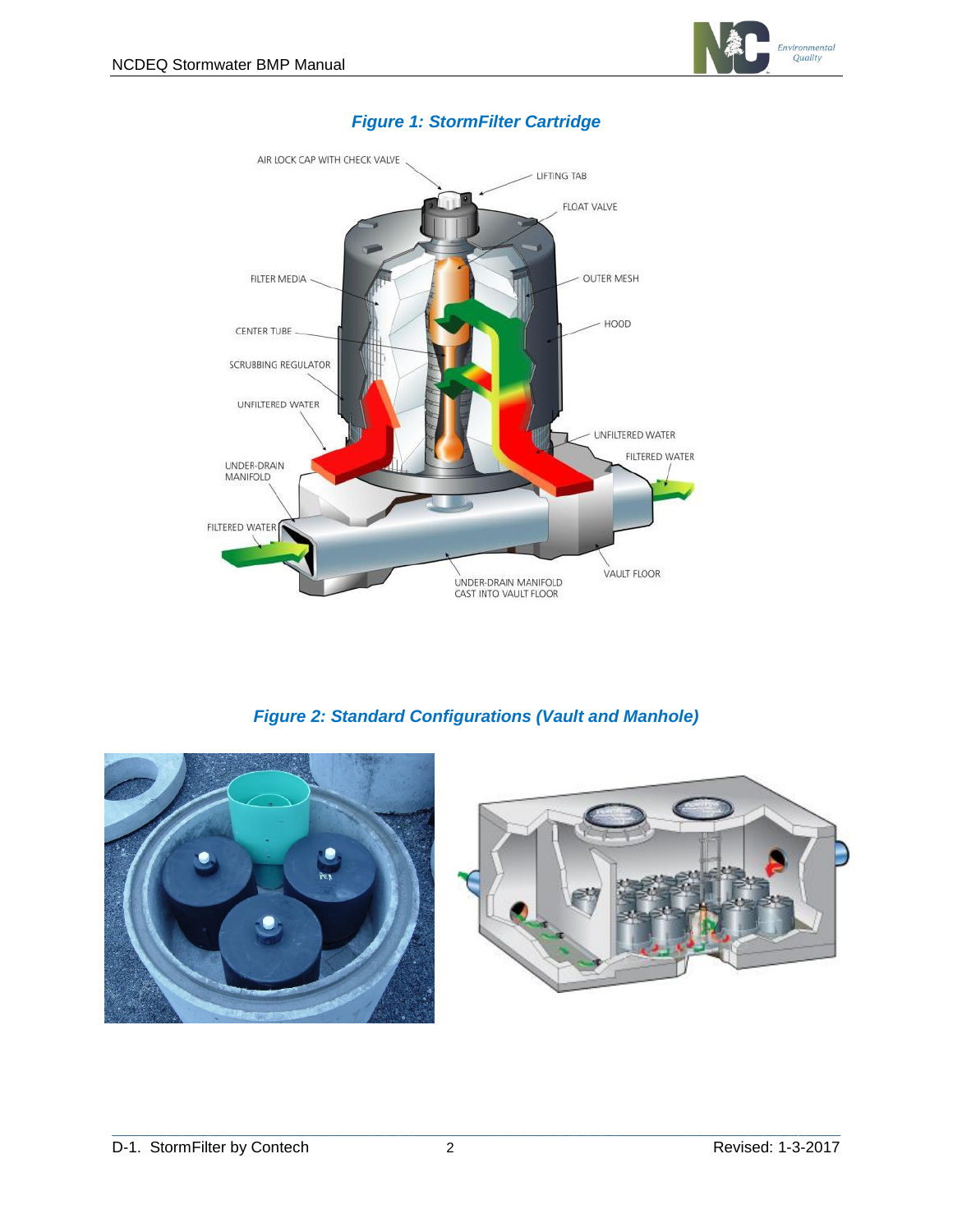*Figure 1: StormFilter Cartridge*

*Figure 2: Standard Configurations (Vault and Manhole)*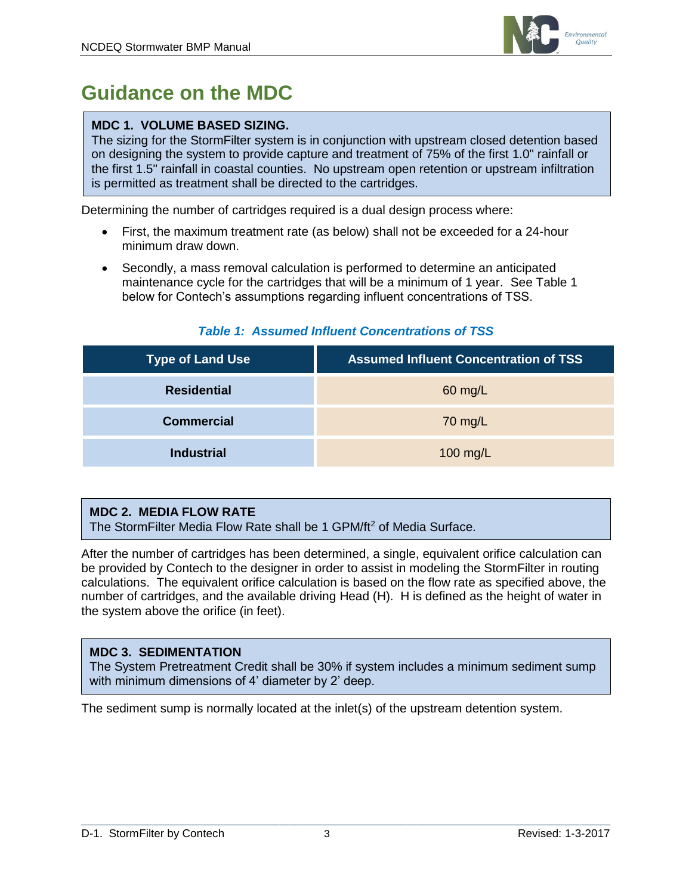# Guidance on the MDC

**MDC 1. VOLUME BASED SIZING.**
The sizing for the StormFilter system is in conjunction with upstream closed detention based on designing the system to provide capture and treatment of 75% of the first 1.0" rainfall or the first 1.5" rainfall in coastal counties. No upstream open retention or upstream infiltration is permitted as treatment shall be directed to the cartridges.

Determining the number of cartridges required is a dual design process where:

- First, the maximum treatment rate (as below) shall not be exceeded for a 24-hour minimum draw down.
- Secondly, a mass removal calculation is performed to determine an anticipated maintenance cycle for the cartridges that will be a minimum of 1 year. See Table 1 below for Contech's assumptions regarding influent concentrations of TSS.

***Table 1: Assumed Influent Concentrations of TSS***

| Type of Land Use | Assumed Influent Concentration of TSS |
|---|---|
| **Residential** | 60 mg/L |
| **Commercial** | 70 mg/L |
| **Industrial** | 100 mg/L |

**MDC 2. MEDIA FLOW RATE**
The StormFilter Media Flow Rate shall be 1 GPM/ft$^2$ of Media Surface.

After the number of cartridges has been determined, a single, equivalent orifice calculation can be provided by Contech to the designer in order to assist in modeling the StormFilter in routing calculations. The equivalent orifice calculation is based on the flow rate as specified above, the number of cartridges, and the available driving Head (H). H is defined as the height of water in the system above the orifice (in feet).

**MDC 3. SEDIMENTATION**
The System Pretreatment Credit shall be 30% if system includes a minimum sediment sump with minimum dimensions of 4' diameter by 2' deep.

The sediment sump is normally located at the inlet(s) of the upstream detention system.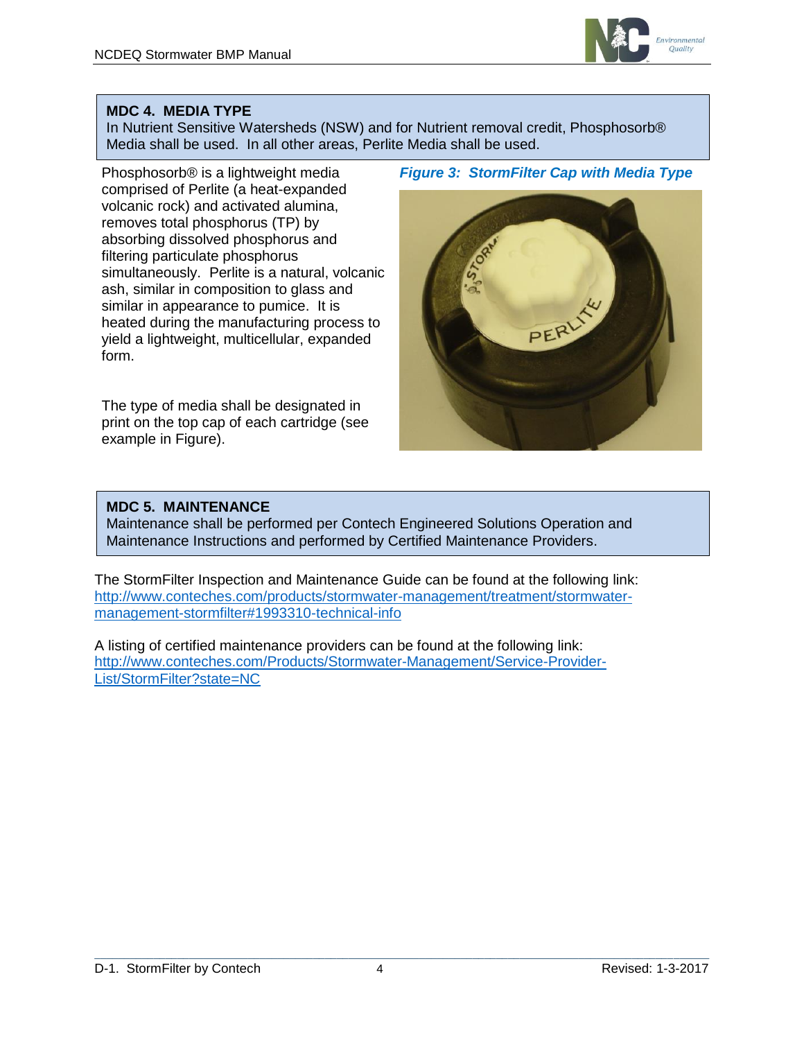**MDC 4. MEDIA TYPE**

In Nutrient Sensitive Watersheds (NSW) and for Nutrient removal credit, Phosphosorb® Media shall be used. In all other areas, Perlite Media shall be used.

Phosphosorb® is a lightweight media comprised of Perlite (a heat-expanded volcanic rock) and activated alumina, removes total phosphorus (TP) by absorbing dissolved phosphorus and filtering particulate phosphorus simultaneously. Perlite is a natural, volcanic ash, similar in composition to glass and similar in appearance to pumice. It is heated during the manufacturing process to yield a lightweight, multicellular, expanded form.

The type of media shall be designated in print on the top cap of each cartridge (see example in Figure).

***Figure 3: StormFilter Cap with Media Type***

**MDC 5. MAINTENANCE**

Maintenance shall be performed per Contech Engineered Solutions Operation and Maintenance Instructions and performed by Certified Maintenance Providers.

The StormFilter Inspection and Maintenance Guide can be found at the following link:
http://www.conteches.com/products/stormwater-management/treatment/stormwater-management-stormfilter#1993310-technical-info

A listing of certified maintenance providers can be found at the following link:
http://www.conteches.com/Products/Stormwater-Management/Service-Provider-List/StormFilter?state=NC